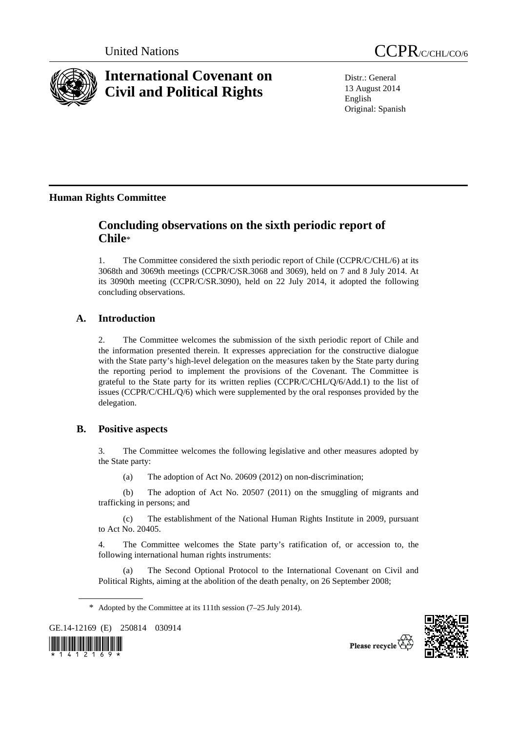United Nations

CCPR/C/CHL/CO/6

# International Covenant on Civil and Political Rights

Distr.: General
13 August 2014
English
Original: Spanish

## Human Rights Committee

# Concluding observations on the sixth periodic report of Chile*

1. The Committee considered the sixth periodic report of Chile (CCPR/C/CHL/6) at its 3068th and 3069th meetings (CCPR/C/SR.3068 and 3069), held on 7 and 8 July 2014. At its 3090th meeting (CCPR/C/SR.3090), held on 22 July 2014, it adopted the following concluding observations.

## A. Introduction

2. The Committee welcomes the submission of the sixth periodic report of Chile and the information presented therein. It expresses appreciation for the constructive dialogue with the State party's high-level delegation on the measures taken by the State party during the reporting period to implement the provisions of the Covenant. The Committee is grateful to the State party for its written replies (CCPR/C/CHL/Q/6/Add.1) to the list of issues (CCPR/C/CHL/Q/6) which were supplemented by the oral responses provided by the delegation.

## B. Positive aspects

3. The Committee welcomes the following legislative and other measures adopted by the State party:

(a) The adoption of Act No. 20609 (2012) on non-discrimination;

(b) The adoption of Act No. 20507 (2011) on the smuggling of migrants and trafficking in persons; and

(c) The establishment of the National Human Rights Institute in 2009, pursuant to Act No. 20405.

4. The Committee welcomes the State party's ratification of, or accession to, the following international human rights instruments:

(a) The Second Optional Protocol to the International Covenant on Civil and Political Rights, aiming at the abolition of the death penalty, on 26 September 2008;

\* Adopted by the Committee at its 111th session (7–25 July 2014).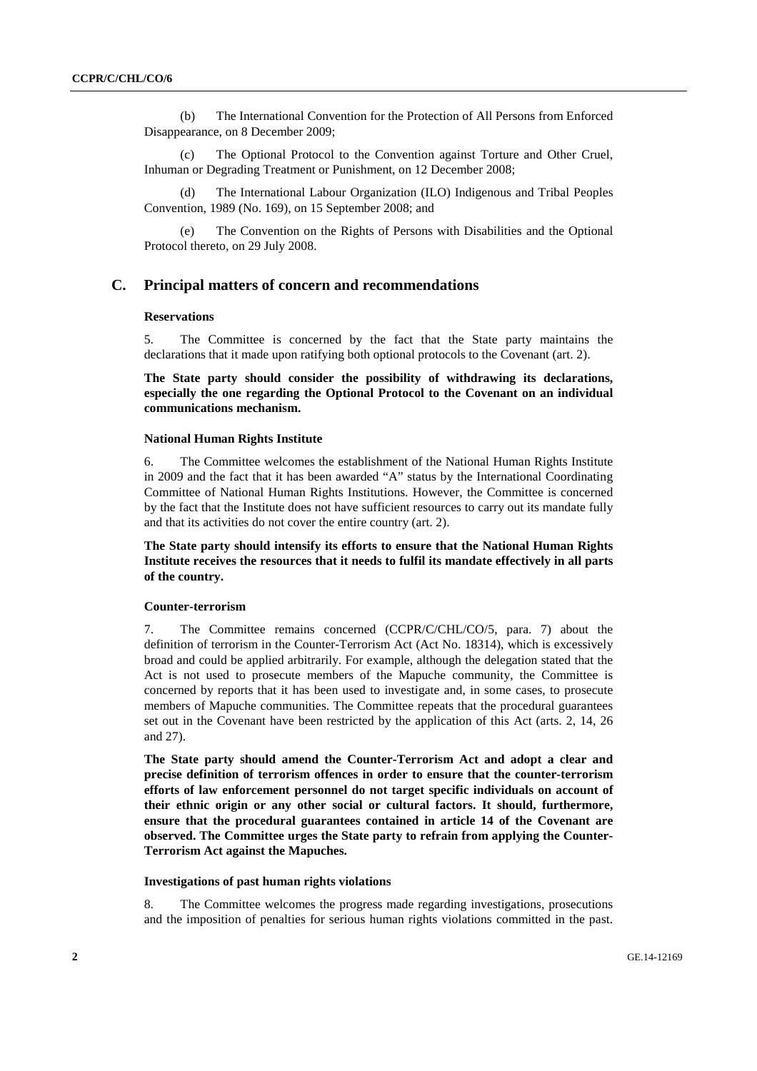(b) The International Convention for the Protection of All Persons from Enforced Disappearance, on 8 December 2009;

(c) The Optional Protocol to the Convention against Torture and Other Cruel, Inhuman or Degrading Treatment or Punishment, on 12 December 2008;

(d) The International Labour Organization (ILO) Indigenous and Tribal Peoples Convention, 1989 (No. 169), on 15 September 2008; and

(e) The Convention on the Rights of Persons with Disabilities and the Optional Protocol thereto, on 29 July 2008.

## C. Principal matters of concern and recommendations

### Reservations

5. The Committee is concerned by the fact that the State party maintains the declarations that it made upon ratifying both optional protocols to the Covenant (art. 2).

**The State party should consider the possibility of withdrawing its declarations, especially the one regarding the Optional Protocol to the Covenant on an individual communications mechanism.**

### National Human Rights Institute

6. The Committee welcomes the establishment of the National Human Rights Institute in 2009 and the fact that it has been awarded "A" status by the International Coordinating Committee of National Human Rights Institutions. However, the Committee is concerned by the fact that the Institute does not have sufficient resources to carry out its mandate fully and that its activities do not cover the entire country (art. 2).

**The State party should intensify its efforts to ensure that the National Human Rights Institute receives the resources that it needs to fulfil its mandate effectively in all parts of the country.**

### Counter-terrorism

7. The Committee remains concerned (CCPR/C/CHL/CO/5, para. 7) about the definition of terrorism in the Counter-Terrorism Act (Act No. 18314), which is excessively broad and could be applied arbitrarily. For example, although the delegation stated that the Act is not used to prosecute members of the Mapuche community, the Committee is concerned by reports that it has been used to investigate and, in some cases, to prosecute members of Mapuche communities. The Committee repeats that the procedural guarantees set out in the Covenant have been restricted by the application of this Act (arts. 2, 14, 26 and 27).

**The State party should amend the Counter-Terrorism Act and adopt a clear and precise definition of terrorism offences in order to ensure that the counter-terrorism efforts of law enforcement personnel do not target specific individuals on account of their ethnic origin or any other social or cultural factors. It should, furthermore, ensure that the procedural guarantees contained in article 14 of the Covenant are observed. The Committee urges the State party to refrain from applying the Counter-Terrorism Act against the Mapuches.**

### Investigations of past human rights violations

8. The Committee welcomes the progress made regarding investigations, prosecutions and the imposition of penalties for serious human rights violations committed in the past.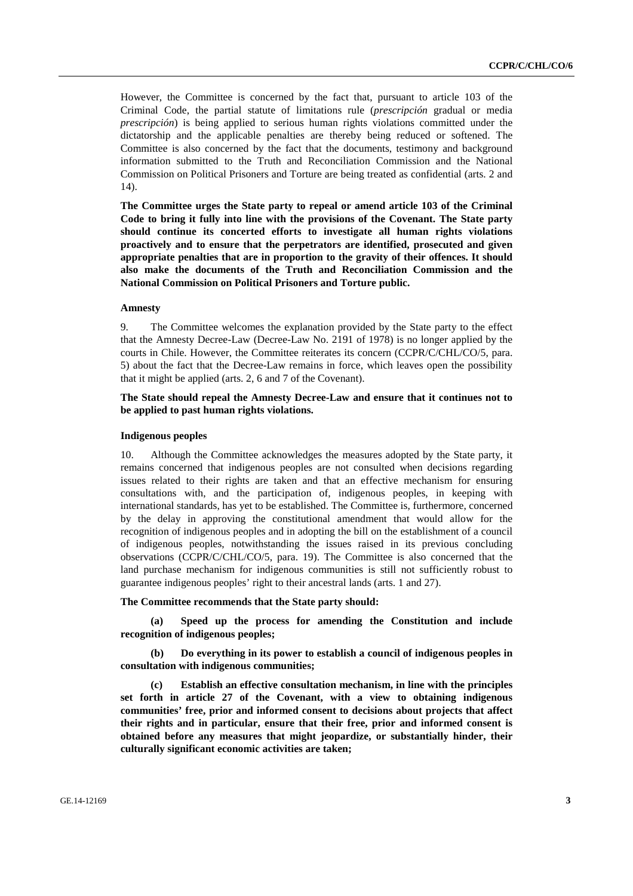However, the Committee is concerned by the fact that, pursuant to article 103 of the Criminal Code, the partial statute of limitations rule (*prescripción* gradual or media *prescripción*) is being applied to serious human rights violations committed under the dictatorship and the applicable penalties are thereby being reduced or softened. The Committee is also concerned by the fact that the documents, testimony and background information submitted to the Truth and Reconciliation Commission and the National Commission on Political Prisoners and Torture are being treated as confidential (arts. 2 and 14).

**The Committee urges the State party to repeal or amend article 103 of the Criminal Code to bring it fully into line with the provisions of the Covenant. The State party should continue its concerted efforts to investigate all human rights violations proactively and to ensure that the perpetrators are identified, prosecuted and given appropriate penalties that are in proportion to the gravity of their offences. It should also make the documents of the Truth and Reconciliation Commission and the National Commission on Political Prisoners and Torture public.**

#### Amnesty

9. The Committee welcomes the explanation provided by the State party to the effect that the Amnesty Decree-Law (Decree-Law No. 2191 of 1978) is no longer applied by the courts in Chile. However, the Committee reiterates its concern (CCPR/C/CHL/CO/5, para. 5) about the fact that the Decree-Law remains in force, which leaves open the possibility that it might be applied (arts. 2, 6 and 7 of the Covenant).

**The State should repeal the Amnesty Decree-Law and ensure that it continues not to be applied to past human rights violations.**

#### Indigenous peoples

10. Although the Committee acknowledges the measures adopted by the State party, it remains concerned that indigenous peoples are not consulted when decisions regarding issues related to their rights are taken and that an effective mechanism for ensuring consultations with, and the participation of, indigenous peoples, in keeping with international standards, has yet to be established. The Committee is, furthermore, concerned by the delay in approving the constitutional amendment that would allow for the recognition of indigenous peoples and in adopting the bill on the establishment of a council of indigenous peoples, notwithstanding the issues raised in its previous concluding observations (CCPR/C/CHL/CO/5, para. 19). The Committee is also concerned that the land purchase mechanism for indigenous communities is still not sufficiently robust to guarantee indigenous peoples' right to their ancestral lands (arts. 1 and 27).

**The Committee recommends that the State party should:**

**(a) Speed up the process for amending the Constitution and include recognition of indigenous peoples;**

**(b) Do everything in its power to establish a council of indigenous peoples in consultation with indigenous communities;**

**(c) Establish an effective consultation mechanism, in line with the principles set forth in article 27 of the Covenant, with a view to obtaining indigenous communities' free, prior and informed consent to decisions about projects that affect their rights and in particular, ensure that their free, prior and informed consent is obtained before any measures that might jeopardize, or substantially hinder, their culturally significant economic activities are taken;**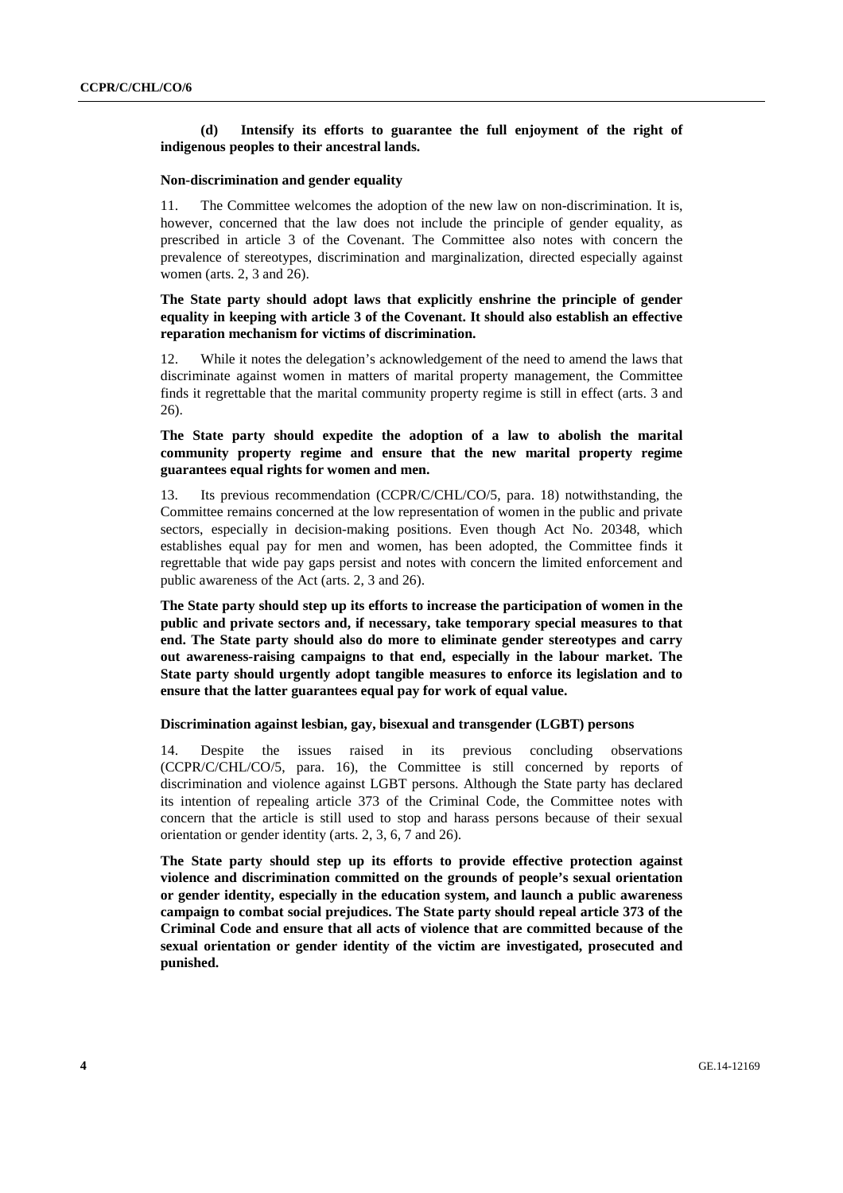**(d) Intensify its efforts to guarantee the full enjoyment of the right of indigenous peoples to their ancestral lands.**

**Non-discrimination and gender equality**

11. The Committee welcomes the adoption of the new law on non-discrimination. It is, however, concerned that the law does not include the principle of gender equality, as prescribed in article 3 of the Covenant. The Committee also notes with concern the prevalence of stereotypes, discrimination and marginalization, directed especially against women (arts. 2, 3 and 26).

**The State party should adopt laws that explicitly enshrine the principle of gender equality in keeping with article 3 of the Covenant. It should also establish an effective reparation mechanism for victims of discrimination.**

12. While it notes the delegation's acknowledgement of the need to amend the laws that discriminate against women in matters of marital property management, the Committee finds it regrettable that the marital community property regime is still in effect (arts. 3 and 26).

**The State party should expedite the adoption of a law to abolish the marital community property regime and ensure that the new marital property regime guarantees equal rights for women and men.**

13. Its previous recommendation (CCPR/C/CHL/CO/5, para. 18) notwithstanding, the Committee remains concerned at the low representation of women in the public and private sectors, especially in decision-making positions. Even though Act No. 20348, which establishes equal pay for men and women, has been adopted, the Committee finds it regrettable that wide pay gaps persist and notes with concern the limited enforcement and public awareness of the Act (arts. 2, 3 and 26).

**The State party should step up its efforts to increase the participation of women in the public and private sectors and, if necessary, take temporary special measures to that end. The State party should also do more to eliminate gender stereotypes and carry out awareness-raising campaigns to that end, especially in the labour market. The State party should urgently adopt tangible measures to enforce its legislation and to ensure that the latter guarantees equal pay for work of equal value.**

**Discrimination against lesbian, gay, bisexual and transgender (LGBT) persons**

14. Despite the issues raised in its previous concluding observations (CCPR/C/CHL/CO/5, para. 16), the Committee is still concerned by reports of discrimination and violence against LGBT persons. Although the State party has declared its intention of repealing article 373 of the Criminal Code, the Committee notes with concern that the article is still used to stop and harass persons because of their sexual orientation or gender identity (arts. 2, 3, 6, 7 and 26).

**The State party should step up its efforts to provide effective protection against violence and discrimination committed on the grounds of people's sexual orientation or gender identity, especially in the education system, and launch a public awareness campaign to combat social prejudices. The State party should repeal article 373 of the Criminal Code and ensure that all acts of violence that are committed because of the sexual orientation or gender identity of the victim are investigated, prosecuted and punished.**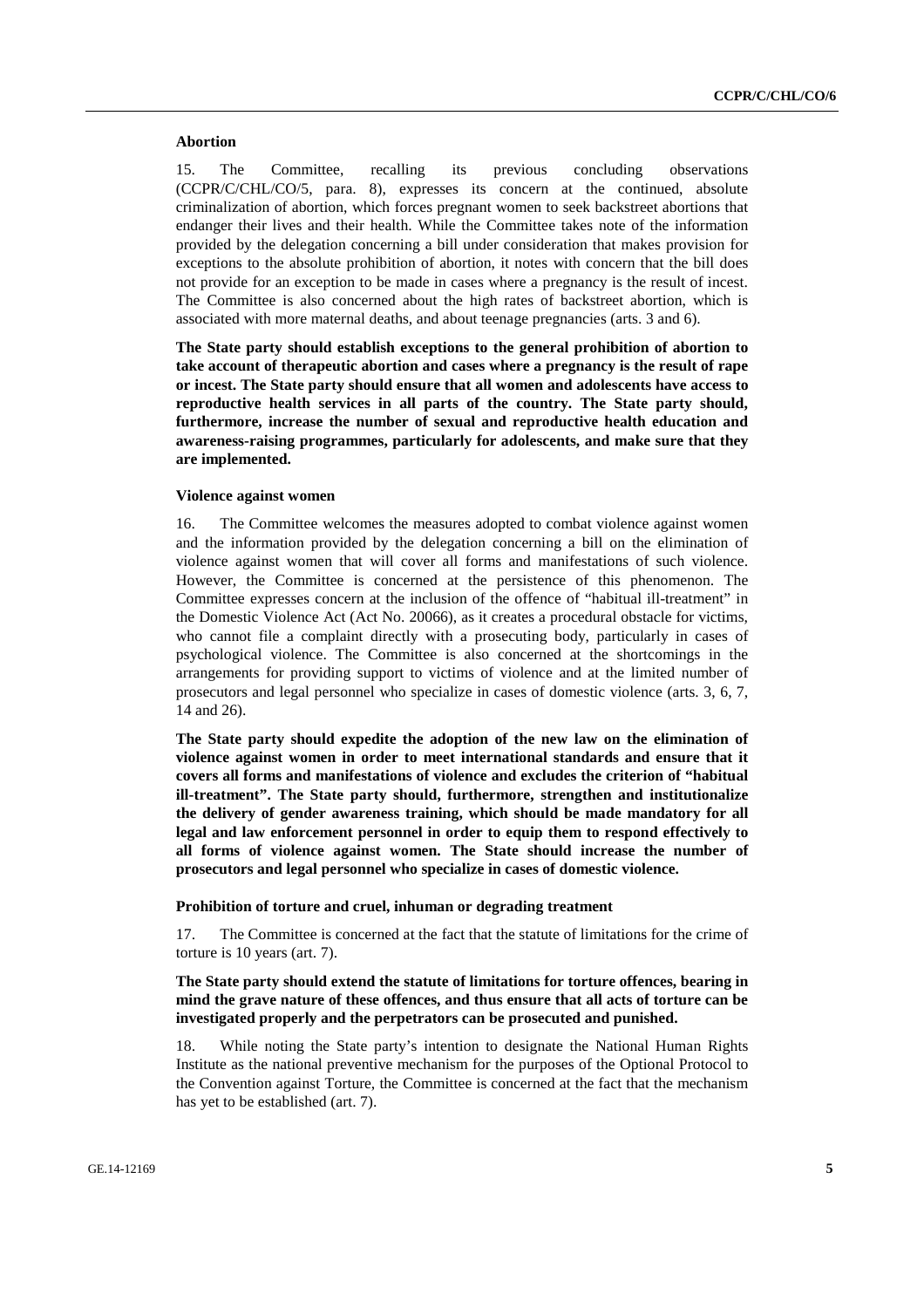### Abortion

15. The Committee, recalling its previous concluding observations (CCPR/C/CHL/CO/5, para. 8), expresses its concern at the continued, absolute criminalization of abortion, which forces pregnant women to seek backstreet abortions that endanger their lives and their health. While the Committee takes note of the information provided by the delegation concerning a bill under consideration that makes provision for exceptions to the absolute prohibition of abortion, it notes with concern that the bill does not provide for an exception to be made in cases where a pregnancy is the result of incest. The Committee is also concerned about the high rates of backstreet abortion, which is associated with more maternal deaths, and about teenage pregnancies (arts. 3 and 6).

**The State party should establish exceptions to the general prohibition of abortion to take account of therapeutic abortion and cases where a pregnancy is the result of rape or incest. The State party should ensure that all women and adolescents have access to reproductive health services in all parts of the country. The State party should, furthermore, increase the number of sexual and reproductive health education and awareness-raising programmes, particularly for adolescents, and make sure that they are implemented.**

### Violence against women

16. The Committee welcomes the measures adopted to combat violence against women and the information provided by the delegation concerning a bill on the elimination of violence against women that will cover all forms and manifestations of such violence. However, the Committee is concerned at the persistence of this phenomenon. The Committee expresses concern at the inclusion of the offence of "habitual ill-treatment" in the Domestic Violence Act (Act No. 20066), as it creates a procedural obstacle for victims, who cannot file a complaint directly with a prosecuting body, particularly in cases of psychological violence. The Committee is also concerned at the shortcomings in the arrangements for providing support to victims of violence and at the limited number of prosecutors and legal personnel who specialize in cases of domestic violence (arts. 3, 6, 7, 14 and 26).

**The State party should expedite the adoption of the new law on the elimination of violence against women in order to meet international standards and ensure that it covers all forms and manifestations of violence and excludes the criterion of "habitual ill-treatment". The State party should, furthermore, strengthen and institutionalize the delivery of gender awareness training, which should be made mandatory for all legal and law enforcement personnel in order to equip them to respond effectively to all forms of violence against women. The State should increase the number of prosecutors and legal personnel who specialize in cases of domestic violence.**

### Prohibition of torture and cruel, inhuman or degrading treatment

17. The Committee is concerned at the fact that the statute of limitations for the crime of torture is 10 years (art. 7).

**The State party should extend the statute of limitations for torture offences, bearing in mind the grave nature of these offences, and thus ensure that all acts of torture can be investigated properly and the perpetrators can be prosecuted and punished.**

18. While noting the State party's intention to designate the National Human Rights Institute as the national preventive mechanism for the purposes of the Optional Protocol to the Convention against Torture, the Committee is concerned at the fact that the mechanism has yet to be established (art. 7).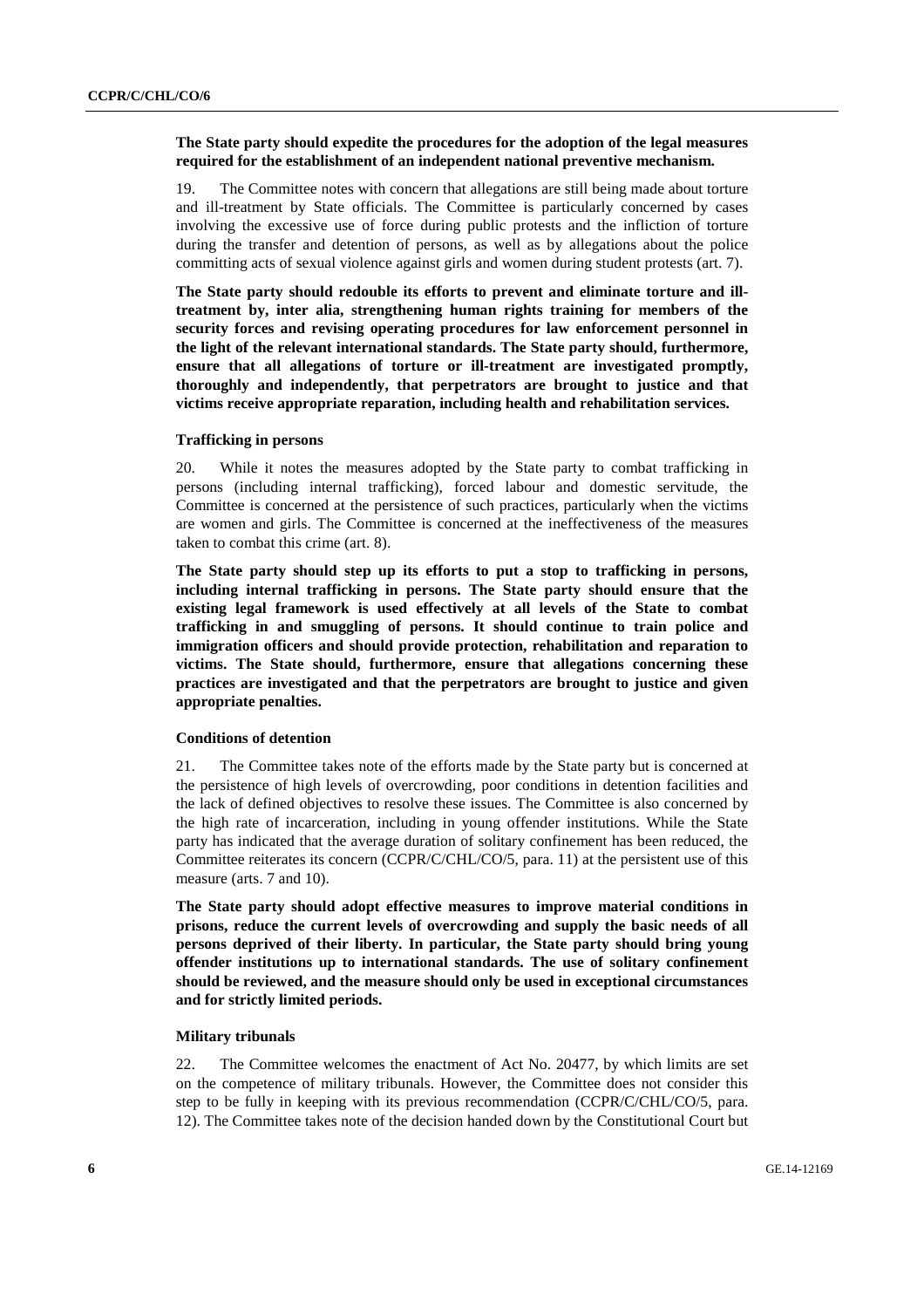**The State party should expedite the procedures for the adoption of the legal measures required for the establishment of an independent national preventive mechanism.**

19. The Committee notes with concern that allegations are still being made about torture and ill-treatment by State officials. The Committee is particularly concerned by cases involving the excessive use of force during public protests and the infliction of torture during the transfer and detention of persons, as well as by allegations about the police committing acts of sexual violence against girls and women during student protests (art. 7).

**The State party should redouble its efforts to prevent and eliminate torture and ill-treatment by, inter alia, strengthening human rights training for members of the security forces and revising operating procedures for law enforcement personnel in the light of the relevant international standards. The State party should, furthermore, ensure that all allegations of torture or ill-treatment are investigated promptly, thoroughly and independently, that perpetrators are brought to justice and that victims receive appropriate reparation, including health and rehabilitation services.**

#### Trafficking in persons

20. While it notes the measures adopted by the State party to combat trafficking in persons (including internal trafficking), forced labour and domestic servitude, the Committee is concerned at the persistence of such practices, particularly when the victims are women and girls. The Committee is concerned at the ineffectiveness of the measures taken to combat this crime (art. 8).

**The State party should step up its efforts to put a stop to trafficking in persons, including internal trafficking in persons. The State party should ensure that the existing legal framework is used effectively at all levels of the State to combat trafficking in and smuggling of persons. It should continue to train police and immigration officers and should provide protection, rehabilitation and reparation to victims. The State should, furthermore, ensure that allegations concerning these practices are investigated and that the perpetrators are brought to justice and given appropriate penalties.**

#### Conditions of detention

21. The Committee takes note of the efforts made by the State party but is concerned at the persistence of high levels of overcrowding, poor conditions in detention facilities and the lack of defined objectives to resolve these issues. The Committee is also concerned by the high rate of incarceration, including in young offender institutions. While the State party has indicated that the average duration of solitary confinement has been reduced, the Committee reiterates its concern (CCPR/C/CHL/CO/5, para. 11) at the persistent use of this measure (arts. 7 and 10).

**The State party should adopt effective measures to improve material conditions in prisons, reduce the current levels of overcrowding and supply the basic needs of all persons deprived of their liberty. In particular, the State party should bring young offender institutions up to international standards. The use of solitary confinement should be reviewed, and the measure should only be used in exceptional circumstances and for strictly limited periods.**

#### Military tribunals

22. The Committee welcomes the enactment of Act No. 20477, by which limits are set on the competence of military tribunals. However, the Committee does not consider this step to be fully in keeping with its previous recommendation (CCPR/C/CHL/CO/5, para. 12). The Committee takes note of the decision handed down by the Constitutional Court but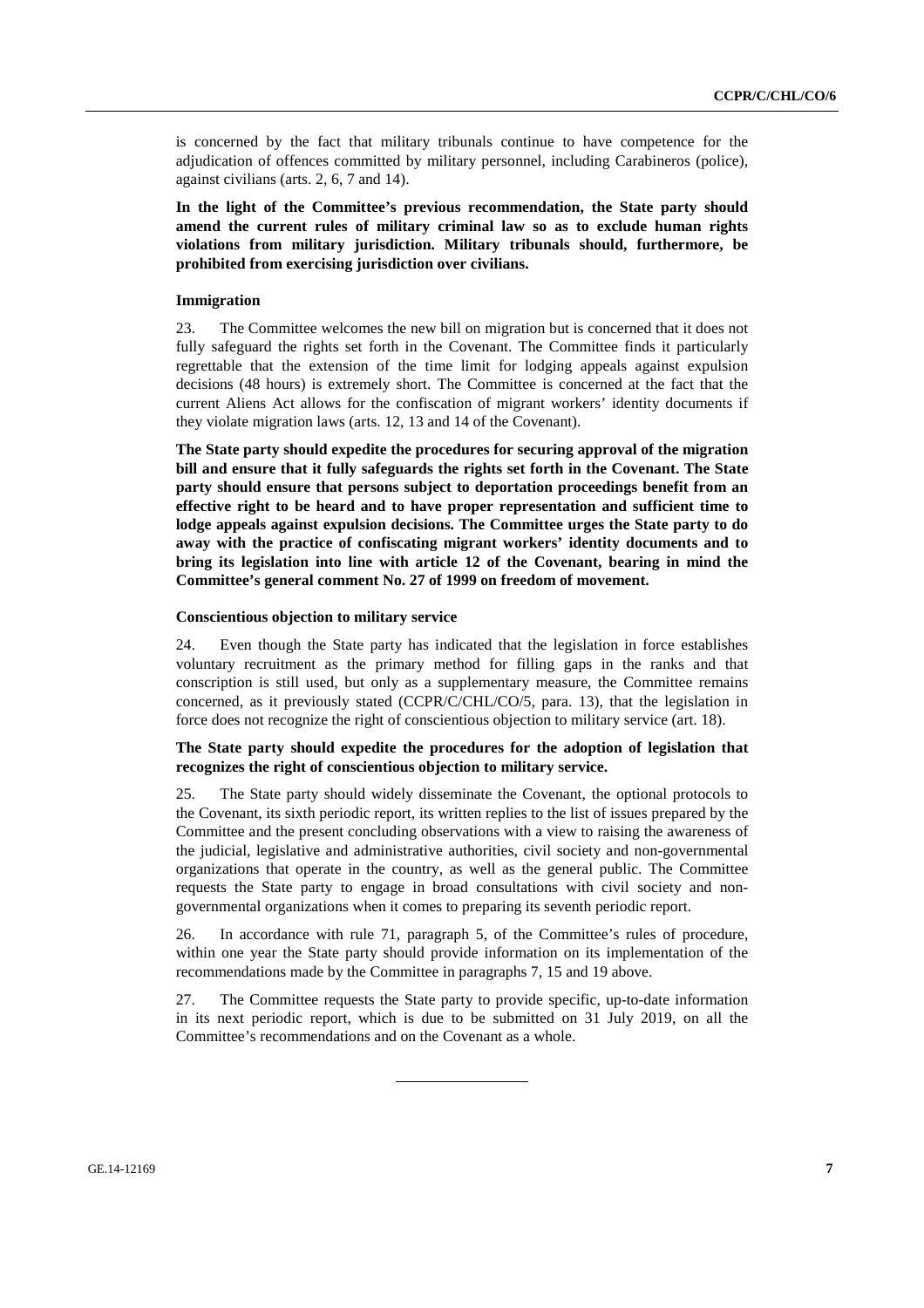is concerned by the fact that military tribunals continue to have competence for the adjudication of offences committed by military personnel, including Carabineros (police), against civilians (arts. 2, 6, 7 and 14).

**In the light of the Committee's previous recommendation, the State party should amend the current rules of military criminal law so as to exclude human rights violations from military jurisdiction. Military tribunals should, furthermore, be prohibited from exercising jurisdiction over civilians.**

### Immigration

23. The Committee welcomes the new bill on migration but is concerned that it does not fully safeguard the rights set forth in the Covenant. The Committee finds it particularly regrettable that the extension of the time limit for lodging appeals against expulsion decisions (48 hours) is extremely short. The Committee is concerned at the fact that the current Aliens Act allows for the confiscation of migrant workers' identity documents if they violate migration laws (arts. 12, 13 and 14 of the Covenant).

**The State party should expedite the procedures for securing approval of the migration bill and ensure that it fully safeguards the rights set forth in the Covenant. The State party should ensure that persons subject to deportation proceedings benefit from an effective right to be heard and to have proper representation and sufficient time to lodge appeals against expulsion decisions. The Committee urges the State party to do away with the practice of confiscating migrant workers' identity documents and to bring its legislation into line with article 12 of the Covenant, bearing in mind the Committee's general comment No. 27 of 1999 on freedom of movement.**

### Conscientious objection to military service

24. Even though the State party has indicated that the legislation in force establishes voluntary recruitment as the primary method for filling gaps in the ranks and that conscription is still used, but only as a supplementary measure, the Committee remains concerned, as it previously stated (CCPR/C/CHL/CO/5, para. 13), that the legislation in force does not recognize the right of conscientious objection to military service (art. 18).

**The State party should expedite the procedures for the adoption of legislation that recognizes the right of conscientious objection to military service.**

25. The State party should widely disseminate the Covenant, the optional protocols to the Covenant, its sixth periodic report, its written replies to the list of issues prepared by the Committee and the present concluding observations with a view to raising the awareness of the judicial, legislative and administrative authorities, civil society and non-governmental organizations that operate in the country, as well as the general public. The Committee requests the State party to engage in broad consultations with civil society and non-governmental organizations when it comes to preparing its seventh periodic report.

26. In accordance with rule 71, paragraph 5, of the Committee's rules of procedure, within one year the State party should provide information on its implementation of the recommendations made by the Committee in paragraphs 7, 15 and 19 above.

27. The Committee requests the State party to provide specific, up-to-date information in its next periodic report, which is due to be submitted on 31 July 2019, on all the Committee's recommendations and on the Covenant as a whole.